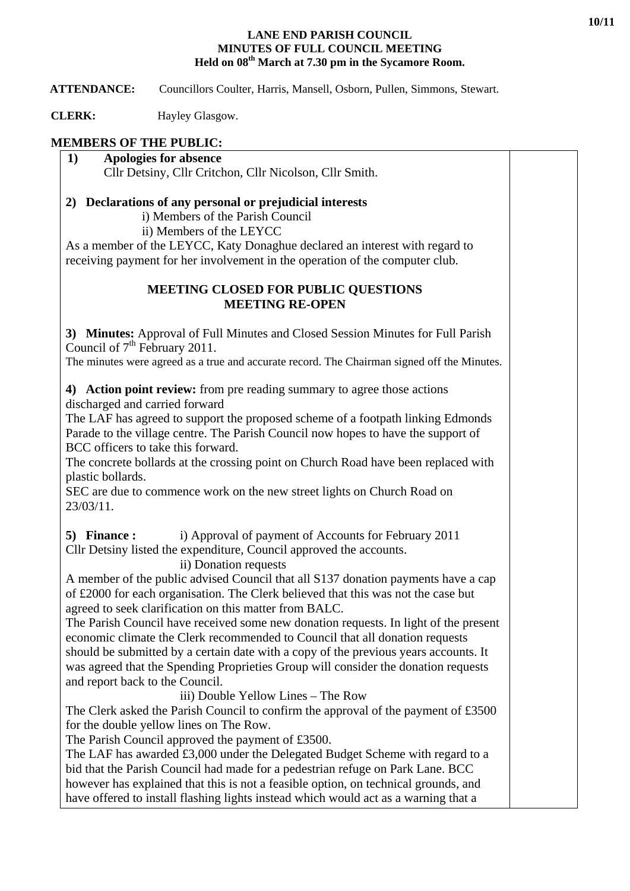**LANE END PARISH COUNCIL**
**MINUTES OF FULL COUNCIL MEETING**
**Held on 08th March at 7.30 pm in the Sycamore Room.**

**ATTENDANCE:** Councillors Coulter, Harris, Mansell, Osborn, Pullen, Simmons, Stewart.

**CLERK:** Hayley Glasgow.

**MEMBERS OF THE PUBLIC:**

**1) Apologies for absence**
Cllr Detsiny, Cllr Critchon, Cllr Nicolson, Cllr Smith.

**2) Declarations of any personal or prejudicial interests**
i) Members of the Parish Council
ii) Members of the LEYCC

As a member of the LEYCC, Katy Donaghue declared an interest with regard to receiving payment for her involvement in the operation of the computer club.

**MEETING CLOSED FOR PUBLIC QUESTIONS**
**MEETING RE-OPEN**

**3) Minutes:** Approval of Full Minutes and Closed Session Minutes for Full Parish Council of 7th February 2011.
The minutes were agreed as a true and accurate record. The Chairman signed off the Minutes.

**4) Action point review:** from pre reading summary to agree those actions discharged and carried forward
The LAF has agreed to support the proposed scheme of a footpath linking Edmonds Parade to the village centre. The Parish Council now hopes to have the support of BCC officers to take this forward.
The concrete bollards at the crossing point on Church Road have been replaced with plastic bollards.
SEC are due to commence work on the new street lights on Church Road on 23/03/11.

**5) Finance :** i) Approval of payment of Accounts for February 2011
Cllr Detsiny listed the expenditure, Council approved the accounts.
ii) Donation requests
A member of the public advised Council that all S137 donation payments have a cap of £2000 for each organisation. The Clerk believed that this was not the case but agreed to seek clarification on this matter from BALC.
The Parish Council have received some new donation requests. In light of the present economic climate the Clerk recommended to Council that all donation requests should be submitted by a certain date with a copy of the previous years accounts. It was agreed that the Spending Proprieties Group will consider the donation requests and report back to the Council.
iii) Double Yellow Lines – The Row
The Clerk asked the Parish Council to confirm the approval of the payment of £3500 for the double yellow lines on The Row.
The Parish Council approved the payment of £3500.
The LAF has awarded £3,000 under the Delegated Budget Scheme with regard to a bid that the Parish Council had made for a pedestrian refuge on Park Lane. BCC however has explained that this is not a feasible option, on technical grounds, and have offered to install flashing lights instead which would act as a warning that a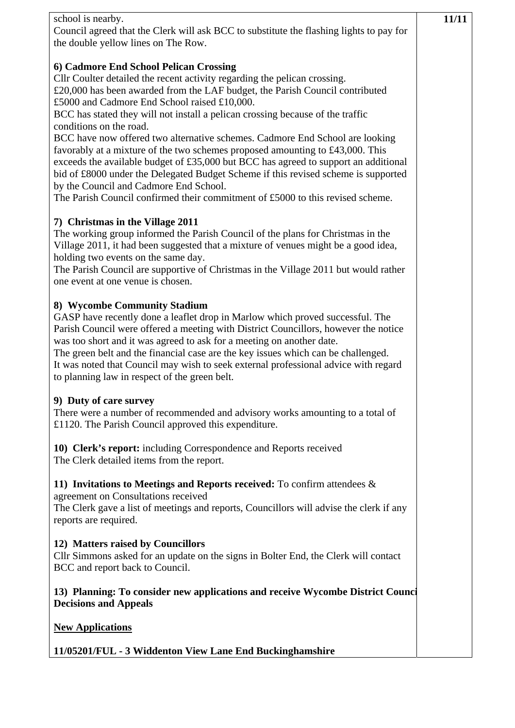school is nearby.
Council agreed that the Clerk will ask BCC to substitute the flashing lights to pay for the double yellow lines on The Row.

**6) Cadmore End School Pelican Crossing**
Cllr Coulter detailed the recent activity regarding the pelican crossing.
£20,000 has been awarded from the LAF budget, the Parish Council contributed £5000 and Cadmore End School raised £10,000.
BCC has stated they will not install a pelican crossing because of the traffic conditions on the road.
BCC have now offered two alternative schemes. Cadmore End School are looking favorably at a mixture of the two schemes proposed amounting to £43,000. This exceeds the available budget of £35,000 but BCC has agreed to support an additional bid of £8000 under the Delegated Budget Scheme if this revised scheme is supported by the Council and Cadmore End School.
The Parish Council confirmed their commitment of £5000 to this revised scheme.

**7) Christmas in the Village 2011**
The working group informed the Parish Council of the plans for Christmas in the Village 2011, it had been suggested that a mixture of venues might be a good idea, holding two events on the same day.
The Parish Council are supportive of Christmas in the Village 2011 but would rather one event at one venue is chosen.

**8) Wycombe Community Stadium**
GASP have recently done a leaflet drop in Marlow which proved successful. The Parish Council were offered a meeting with District Councillors, however the notice was too short and it was agreed to ask for a meeting on another date.
The green belt and the financial case are the key issues which can be challenged.
It was noted that Council may wish to seek external professional advice with regard to planning law in respect of the green belt.

**9) Duty of care survey**
There were a number of recommended and advisory works amounting to a total of £1120. The Parish Council approved this expenditure.

**10) Clerk's report:** including Correspondence and Reports received
The Clerk detailed items from the report.

**11) Invitations to Meetings and Reports received:** To confirm attendees & agreement on Consultations received
The Clerk gave a list of meetings and reports, Councillors will advise the clerk if any reports are required.

**12) Matters raised by Councillors**
Cllr Simmons asked for an update on the signs in Bolter End, the Clerk will contact BCC and report back to Council.

**13) Planning: To consider new applications and receive Wycombe District Council Decisions and Appeals**

**New Applications**

**11/05201/FUL - 3 Widdenton View Lane End Buckinghamshire**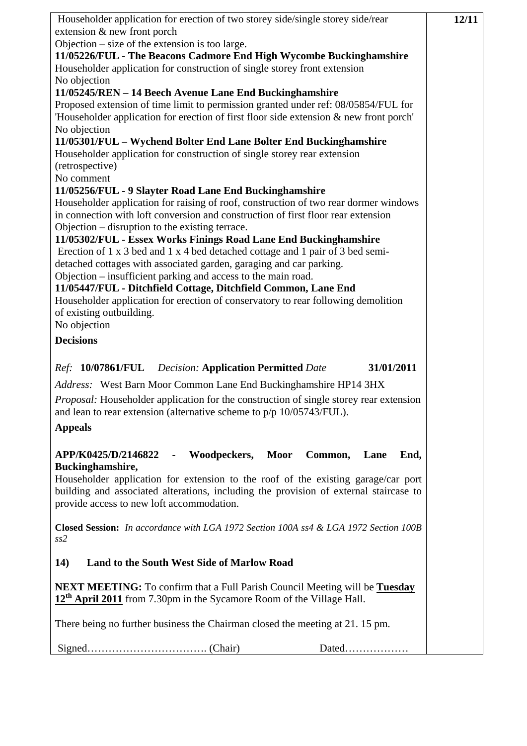Householder application for erection of two storey side/single storey side/rear extension & new front porch
Objection – size of the extension is too large.

**11/05226/FUL - The Beacons Cadmore End High Wycombe Buckinghamshire**
Householder application for construction of single storey front extension
No objection

**11/05245/REN – 14 Beech Avenue Lane End Buckinghamshire**
Proposed extension of time limit to permission granted under ref: 08/05854/FUL for 'Householder application for erection of first floor side extension & new front porch'
No objection

**11/05301/FUL – Wychend Bolter End Lane Bolter End Buckinghamshire**
Householder application for construction of single storey rear extension (retrospective)
No comment

**11/05256/FUL - 9 Slayter Road Lane End Buckinghamshire**
Householder application for raising of roof, construction of two rear dormer windows in connection with loft conversion and construction of first floor rear extension
Objection – disruption to the existing terrace.

**11/05302/FUL - Essex Works Finings Road Lane End Buckinghamshire**
Erection of 1 x 3 bed and 1 x 4 bed detached cottage and 1 pair of 3 bed semi-detached cottages with associated garden, garaging and car parking.
Objection – insufficient parking and access to the main road.

**11/05447/FUL - Ditchfield Cottage, Ditchfield Common, Lane End**
Householder application for erection of conservatory to rear following demolition of existing outbuilding.
No objection

**Decisions**

*Ref:* **10/07861/FUL** *Decision:* **Application Permitted** *Date* **31/01/2011**

*Address:* West Barn Moor Common Lane End Buckinghamshire HP14 3HX

*Proposal:* Householder application for the construction of single storey rear extension and lean to rear extension (alternative scheme to p/p 10/05743/FUL).

**Appeals**

**APP/K0425/D/2146822 - Woodpeckers, Moor Common, Lane End, Buckinghamshire,**
Householder application for extension to the roof of the existing garage/car port building and associated alterations, including the provision of external staircase to provide access to new loft accommodation.

**Closed Session:** *In accordance with LGA 1972 Section 100A ss4 & LGA 1972 Section 100B ss2*

**14) Land to the South West Side of Marlow Road**

**NEXT MEETING:** To confirm that a Full Parish Council Meeting will be **Tuesday 12th April 2011** from 7.30pm in the Sycamore Room of the Village Hall.

There being no further business the Chairman closed the meeting at 21. 15 pm.

Signed……………………………. (Chair) Dated………………

12/11